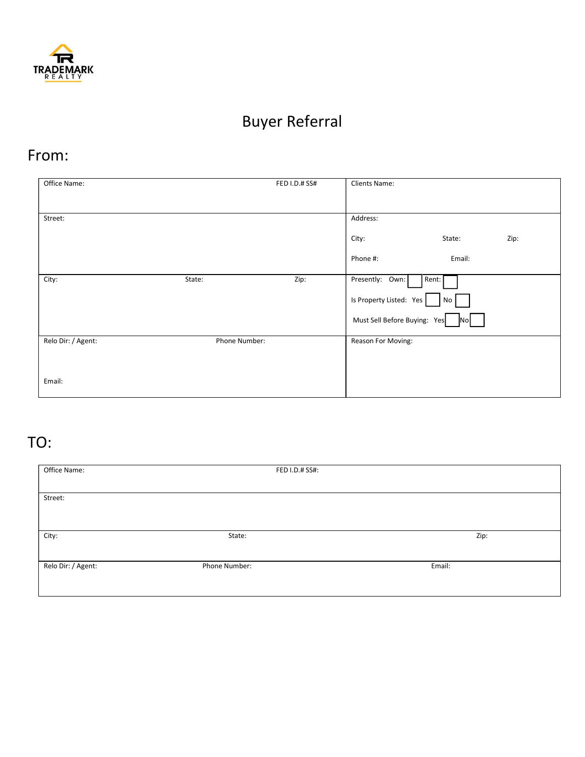TRADEMARK REALTY

# Buyer Referral

## From:

| | |
|---|---|
| Office Name: FED I.D.# SS# | Clients Name: |
| Street: | Address:<br>City: State: Zip:<br>Phone #: Email: |
| City: State: Zip: | Presently: Own: ☐ Rent: ☐<br>Is Property Listed: Yes ☐ No ☐<br>Must Sell Before Buying: Yes ☐ No ☐ |
| Relo Dir: / Agent: Phone Number:<br>Email: | Reason For Moving: |

## TO:

| | | |
|---|---|---|
| Office Name: | FED I.D.# SS#: | |
| Street: | | |
| City: | State: | Zip: |
| Relo Dir: / Agent: | Phone Number: | Email: |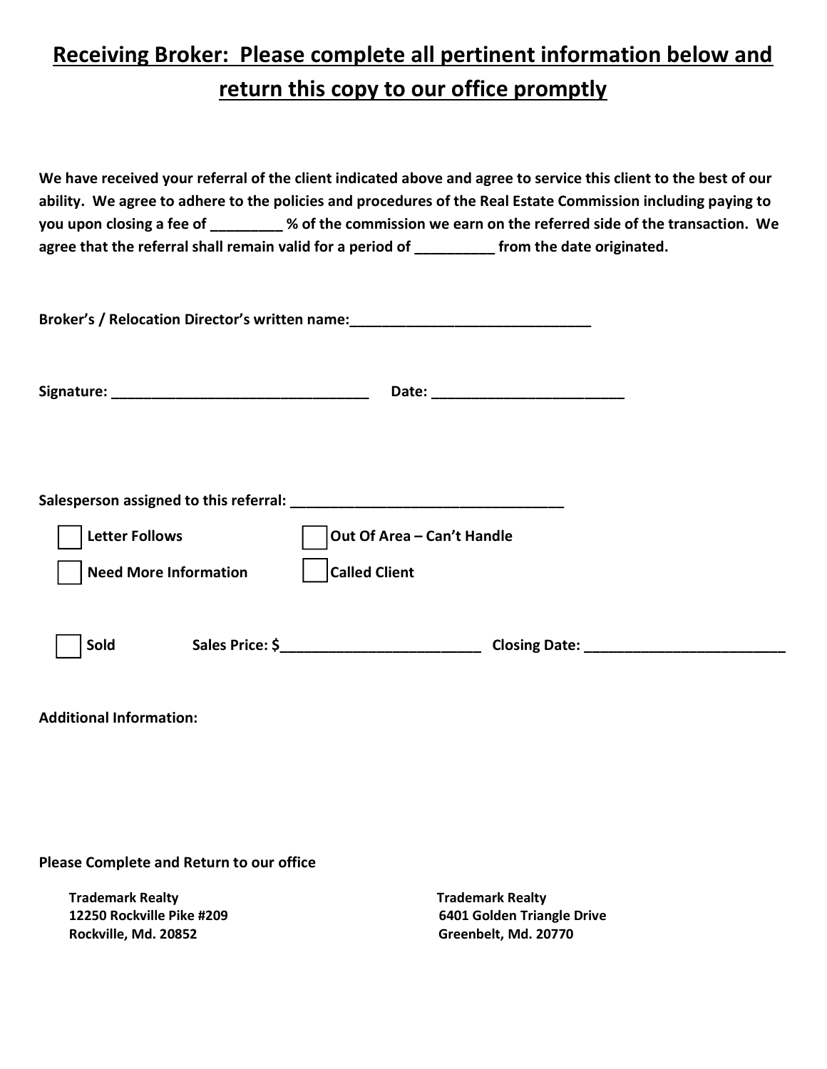# Receiving Broker: Please complete all pertinent information below and return this copy to our office promptly

**We have received your referral of the client indicated above and agree to service this client to the best of our ability. We agree to adhere to the policies and procedures of the Real Estate Commission including paying to you upon closing a fee of _________ % of the commission we earn on the referred side of the transaction. We agree that the referral shall remain valid for a period of __________ from the date originated.**

**Broker's / Relocation Director's written name:______________________________**

**Signature: ________________________________ Date: ________________________**

**Salesperson assigned to this referral: __________________________________**

☐ **Letter Follows** ☐ **Out Of Area – Can't Handle**

☐ **Need More Information** ☐ **Called Client**

☐ **Sold** **Sales Price: $_________________________ Closing Date: _________________________**

**Additional Information:**

**Please Complete and Return to our office**

**Trademark Realty**
**12250 Rockville Pike #209**
**Rockville, Md. 20852**

**Trademark Realty**
**6401 Golden Triangle Drive**
**Greenbelt, Md. 20770**